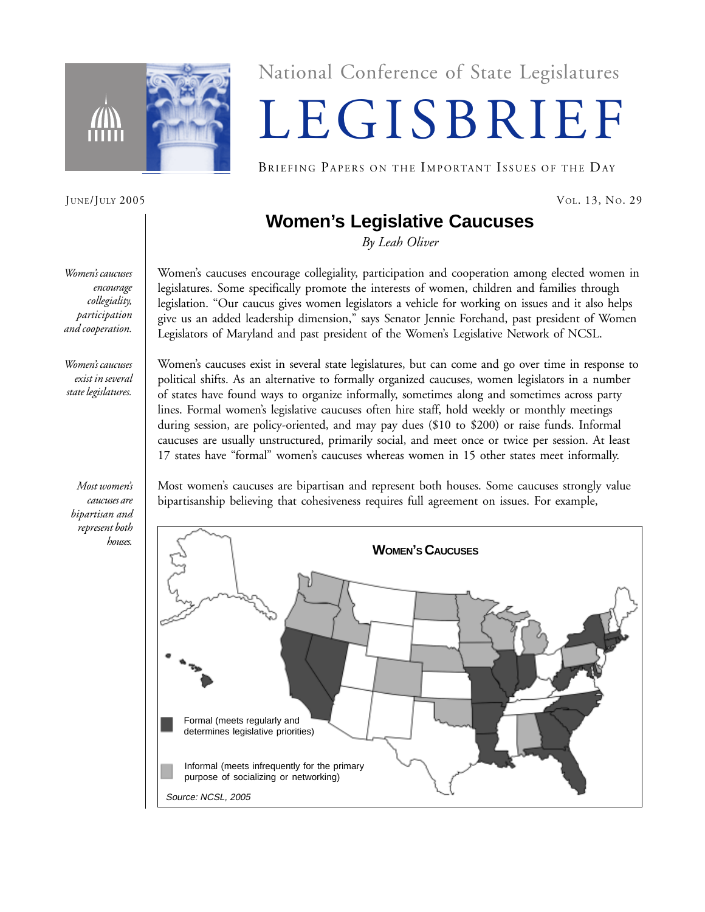National Conference of State Legislatures

# LEGISBRIEF

BRIEFING PAPERS ON THE IMPORTANT ISSUES OF THE DAY

JUNE/JULY 2005

VOL. 13, NO. 29

## Women's Legislative Caucuses

*By Leah Oliver*

*Women's caucuses encourage collegiality, participation and cooperation.*

Women's caucuses encourage collegiality, participation and cooperation among elected women in legislatures. Some specifically promote the interests of women, children and families through legislation. "Our caucus gives women legislators a vehicle for working on issues and it also helps give us an added leadership dimension," says Senator Jennie Forehand, past president of Women Legislators of Maryland and past president of the Women's Legislative Network of NCSL.

*Women's caucuses exist in several state legislatures.*

Women's caucuses exist in several state legislatures, but can come and go over time in response to political shifts. As an alternative to formally organized caucuses, women legislators in a number of states have found ways to organize informally, sometimes along and sometimes across party lines. Formal women's legislative caucuses often hire staff, hold weekly or monthly meetings during session, are policy-oriented, and may pay dues ($10 to $200) or raise funds. Informal caucuses are usually unstructured, primarily social, and meet once or twice per session. At least 17 states have "formal" women's caucuses whereas women in 15 other states meet informally.

*Most women's caucuses are bipartisan and represent both houses.*

Most women's caucuses are bipartisan and represent both houses. Some caucuses strongly value bipartisanship believing that cohesiveness requires full agreement on issues. For example,

**WOMEN'S CAUCUSES**

Formal (meets regularly and determines legislative priorities)

Informal (meets infrequently for the primary purpose of socializing or networking)

*Source: NCSL, 2005*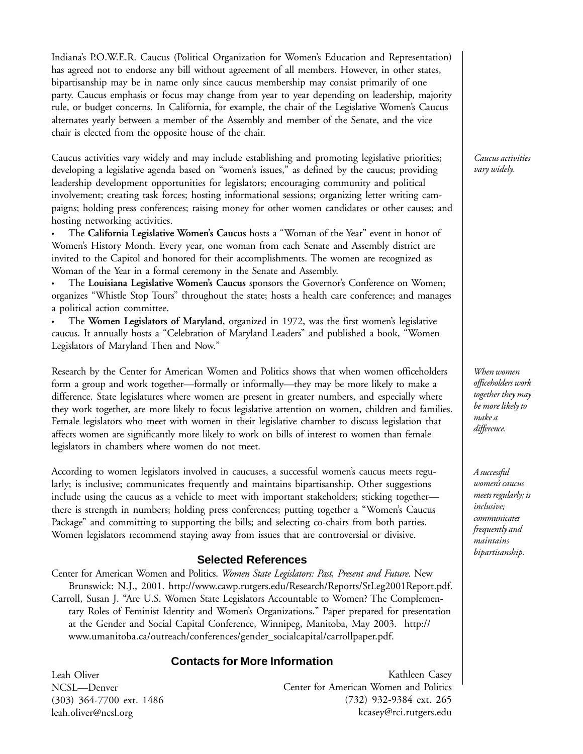Indiana's P.O.W.E.R. Caucus (Political Organization for Women's Education and Representation) has agreed not to endorse any bill without agreement of all members. However, in other states, bipartisanship may be in name only since caucus membership may consist primarily of one party. Caucus emphasis or focus may change from year to year depending on leadership, majority rule, or budget concerns. In California, for example, the chair of the Legislative Women's Caucus alternates yearly between a member of the Assembly and member of the Senate, and the vice chair is elected from the opposite house of the chair.

*Caucus activities vary widely.*

Caucus activities vary widely and may include establishing and promoting legislative priorities; developing a legislative agenda based on "women's issues," as defined by the caucus; providing leadership development opportunities for legislators; encouraging community and political involvement; creating task forces; hosting informational sessions; organizing letter writing campaigns; holding press conferences; raising money for other women candidates or other causes; and hosting networking activities.

- The **California Legislative Women's Caucus** hosts a "Woman of the Year" event in honor of Women's History Month. Every year, one woman from each Senate and Assembly district are invited to the Capitol and honored for their accomplishments. The women are recognized as Woman of the Year in a formal ceremony in the Senate and Assembly.
- The **Louisiana Legislative Women's Caucus** sponsors the Governor's Conference on Women; organizes "Whistle Stop Tours" throughout the state; hosts a health care conference; and manages a political action committee.
- The **Women Legislators of Maryland**, organized in 1972, was the first women's legislative caucus. It annually hosts a "Celebration of Maryland Leaders" and published a book, "Women Legislators of Maryland Then and Now."

*When women officeholders work together they may be more likely to make a difference.*

Research by the Center for American Women and Politics shows that when women officeholders form a group and work together—formally or informally—they may be more likely to make a difference. State legislatures where women are present in greater numbers, and especially where they work together, are more likely to focus legislative attention on women, children and families. Female legislators who meet with women in their legislative chamber to discuss legislation that affects women are significantly more likely to work on bills of interest to women than female legislators in chambers where women do not meet.

*A successful women's caucus meets regularly; is inclusive; communicates frequently and maintains bipartisanship.*

According to women legislators involved in caucuses, a successful women's caucus meets regularly; is inclusive; communicates frequently and maintains bipartisanship. Other suggestions include using the caucus as a vehicle to meet with important stakeholders; sticking together—there is strength in numbers; holding press conferences; putting together a "Women's Caucus Package" and committing to supporting the bills; and selecting co-chairs from both parties. Women legislators recommend staying away from issues that are controversial or divisive.

## Selected References

Center for American Women and Politics. *Women State Legislators: Past, Present and Future*. New Brunswick: N.J., 2001. http://www.cawp.rutgers.edu/Research/Reports/StLeg2001Report.pdf.

Carroll, Susan J. "Are U.S. Women State Legislators Accountable to Women? The Complementary Roles of Feminist Identity and Women's Organizations." Paper prepared for presentation at the Gender and Social Capital Conference, Winnipeg, Manitoba, May 2003. http://www.umanitoba.ca/outreach/conferences/gender_socialcapital/carrollpaper.pdf.

## Contacts for More Information

Leah Oliver
NCSL—Denver
(303) 364-7700 ext. 1486
leah.oliver@ncsl.org

Kathleen Casey
Center for American Women and Politics
(732) 932-9384 ext. 265
kcasey@rci.rutgers.edu